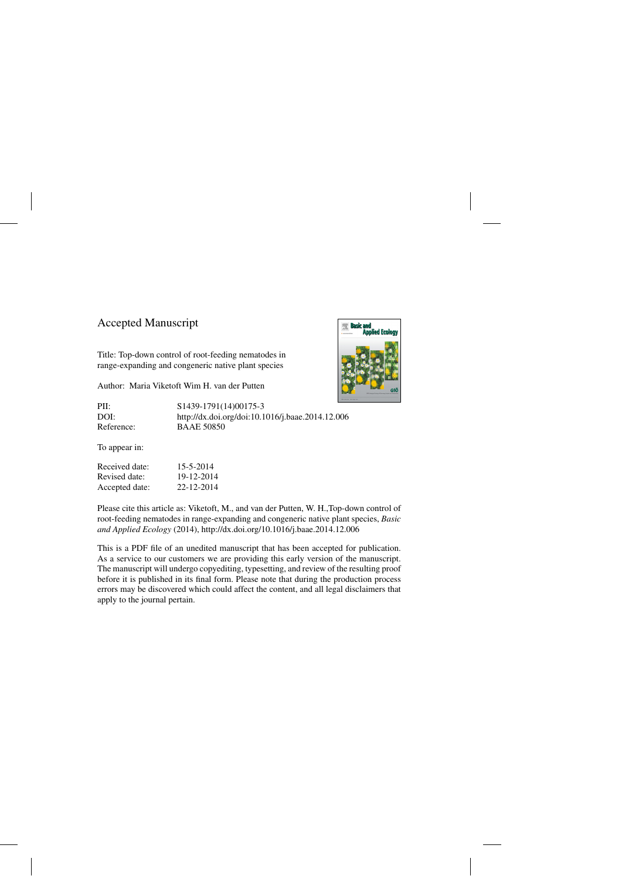Accepted Manuscript

Title: Top-down control of root-feeding nematodes in range-expanding and congeneric native plant species

Author: Maria Viketoft Wim H. van der Putten

| | |
|---|---|
| PII: | S1439-1791(14)00175-3 |
| DOI: | http://dx.doi.org/doi:10.1016/j.baae.2014.12.006 |
| Reference: | BAAE 50850 |

To appear in:

| | |
|---|---|
| Received date: | 15-5-2014 |
| Revised date: | 19-12-2014 |
| Accepted date: | 22-12-2014 |

Please cite this article as: Viketoft, M., and van der Putten, W. H.,Top-down control of root-feeding nematodes in range-expanding and congeneric native plant species, *Basic and Applied Ecology* (2014), http://dx.doi.org/10.1016/j.baae.2014.12.006

This is a PDF file of an unedited manuscript that has been accepted for publication. As a service to our customers we are providing this early version of the manuscript. The manuscript will undergo copyediting, typesetting, and review of the resulting proof before it is published in its final form. Please note that during the production process errors may be discovered which could affect the content, and all legal disclaimers that apply to the journal pertain.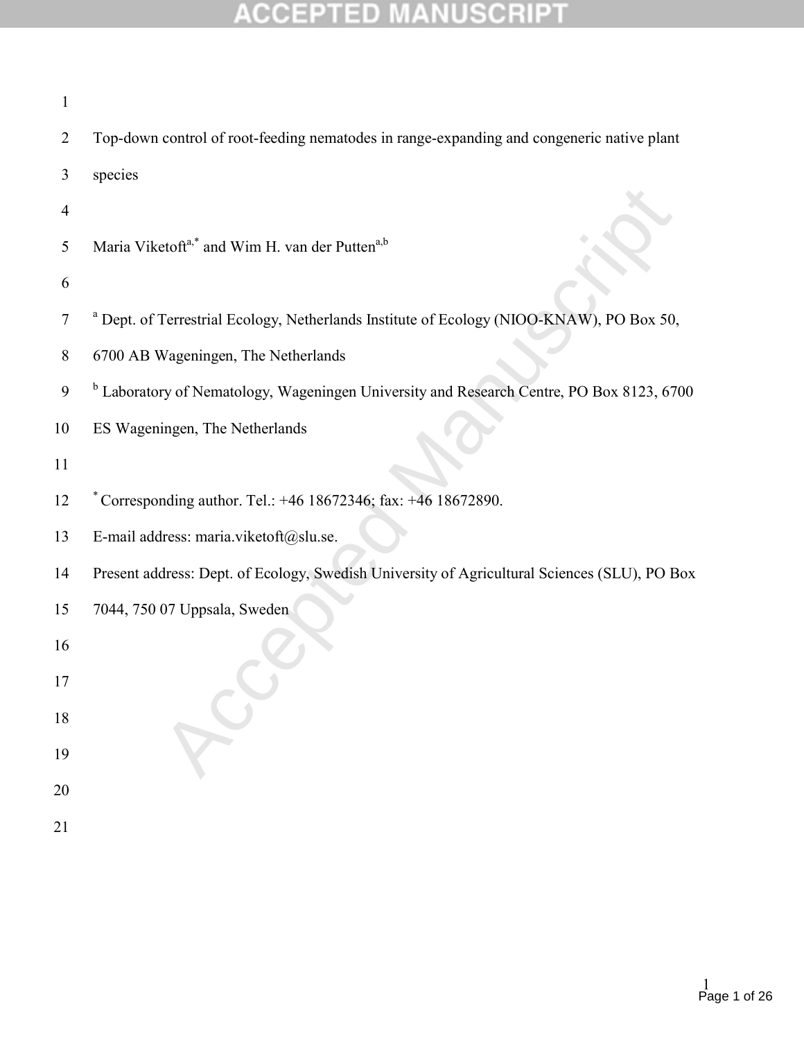Top-down control of root-feeding nematodes in range-expanding and congeneric native plant species

Maria Viketoft[a,*] and Wim H. van der Putten[a,b]

[a] Dept. of Terrestrial Ecology, Netherlands Institute of Ecology (NIOO-KNAW), PO Box 50, 6700 AB Wageningen, The Netherlands

[b] Laboratory of Nematology, Wageningen University and Research Centre, PO Box 8123, 6700 ES Wageningen, The Netherlands

[*] Corresponding author. Tel.: +46 18672346; fax: +46 18672890.

E-mail address: maria.viketoft@slu.se.

Present address: Dept. of Ecology, Swedish University of Agricultural Sciences (SLU), PO Box 7044, 750 07 Uppsala, Sweden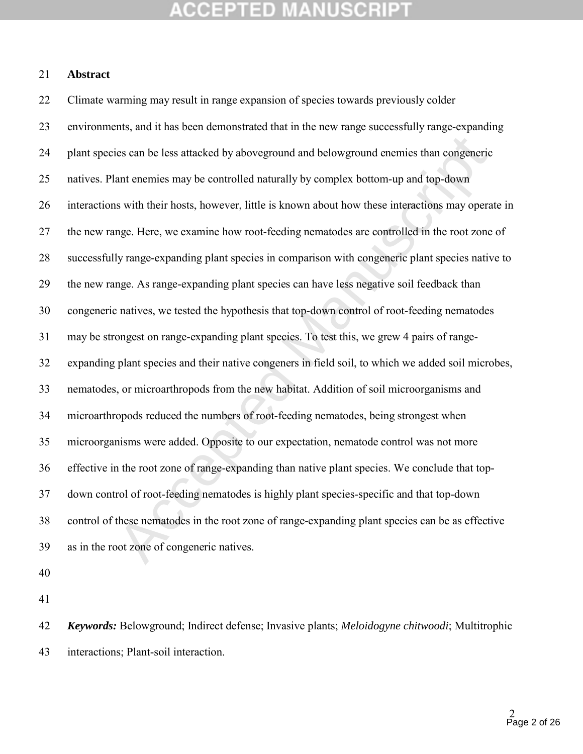## Abstract

Climate warming may result in range expansion of species towards previously colder environments, and it has been demonstrated that in the new range successfully range-expanding plant species can be less attacked by aboveground and belowground enemies than congeneric natives. Plant enemies may be controlled naturally by complex bottom-up and top-down interactions with their hosts, however, little is known about how these interactions may operate in the new range. Here, we examine how root-feeding nematodes are controlled in the root zone of successfully range-expanding plant species in comparison with congeneric plant species native to the new range. As range-expanding plant species can have less negative soil feedback than congeneric natives, we tested the hypothesis that top-down control of root-feeding nematodes may be strongest on range-expanding plant species. To test this, we grew 4 pairs of range-expanding plant species and their native congeners in field soil, to which we added soil microbes, nematodes, or microarthropods from the new habitat. Addition of soil microorganisms and microarthropods reduced the numbers of root-feeding nematodes, being strongest when microorganisms were added. Opposite to our expectation, nematode control was not more effective in the root zone of range-expanding than native plant species. We conclude that top-down control of root-feeding nematodes is highly plant species-specific and that top-down control of these nematodes in the root zone of range-expanding plant species can be as effective as in the root zone of congeneric natives.

***Keywords:*** Belowground; Indirect defense; Invasive plants; *Meloidogyne chitwoodi*; Multitrophic interactions; Plant-soil interaction.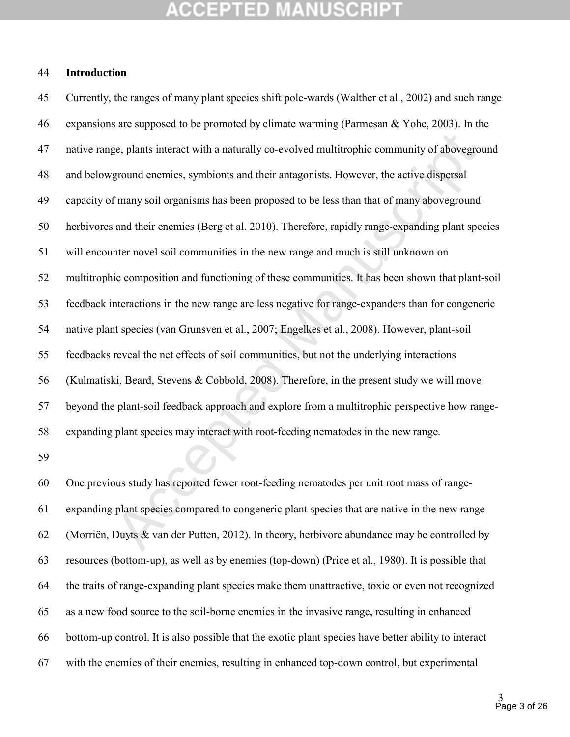## Introduction

Currently, the ranges of many plant species shift pole-wards (Walther et al., 2002) and such range expansions are supposed to be promoted by climate warming (Parmesan & Yohe, 2003). In the native range, plants interact with a naturally co-evolved multitrophic community of aboveground and belowground enemies, symbionts and their antagonists. However, the active dispersal capacity of many soil organisms has been proposed to be less than that of many aboveground herbivores and their enemies (Berg et al. 2010). Therefore, rapidly range-expanding plant species will encounter novel soil communities in the new range and much is still unknown on multitrophic composition and functioning of these communities. It has been shown that plant-soil feedback interactions in the new range are less negative for range-expanders than for congeneric native plant species (van Grunsven et al., 2007; Engelkes et al., 2008). However, plant-soil feedbacks reveal the net effects of soil communities, but not the underlying interactions (Kulmatiski, Beard, Stevens & Cobbold, 2008). Therefore, in the present study we will move beyond the plant-soil feedback approach and explore from a multitrophic perspective how range-expanding plant species may interact with root-feeding nematodes in the new range.

One previous study has reported fewer root-feeding nematodes per unit root mass of range-expanding plant species compared to congeneric plant species that are native in the new range (Morriën, Duyts & van der Putten, 2012). In theory, herbivore abundance may be controlled by resources (bottom-up), as well as by enemies (top-down) (Price et al., 1980). It is possible that the traits of range-expanding plant species make them unattractive, toxic or even not recognized as a new food source to the soil-borne enemies in the invasive range, resulting in enhanced bottom-up control. It is also possible that the exotic plant species have better ability to interact with the enemies of their enemies, resulting in enhanced top-down control, but experimental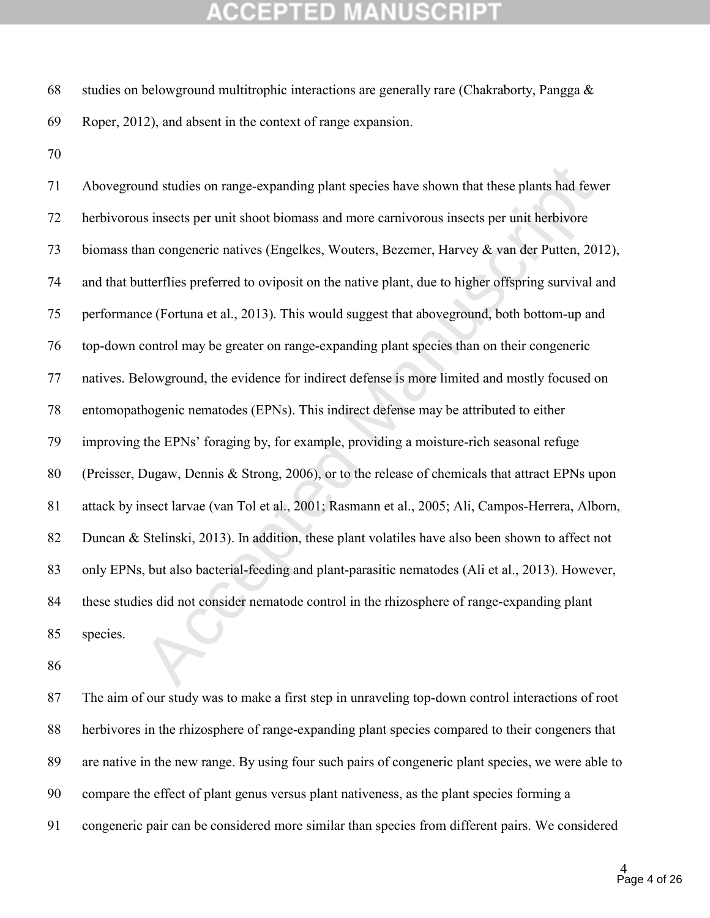studies on belowground multitrophic interactions are generally rare (Chakraborty, Pangga & Roper, 2012), and absent in the context of range expansion.

Aboveground studies on range-expanding plant species have shown that these plants had fewer herbivorous insects per unit shoot biomass and more carnivorous insects per unit herbivore biomass than congeneric natives (Engelkes, Wouters, Bezemer, Harvey & van der Putten, 2012), and that butterflies preferred to oviposit on the native plant, due to higher offspring survival and performance (Fortuna et al., 2013). This would suggest that aboveground, both bottom-up and top-down control may be greater on range-expanding plant species than on their congeneric natives. Belowground, the evidence for indirect defense is more limited and mostly focused on entomopathogenic nematodes (EPNs). This indirect defense may be attributed to either improving the EPNs' foraging by, for example, providing a moisture-rich seasonal refuge (Preisser, Dugaw, Dennis & Strong, 2006), or to the release of chemicals that attract EPNs upon attack by insect larvae (van Tol et al., 2001; Rasmann et al., 2005; Ali, Campos-Herrera, Alborn, Duncan & Stelinski, 2013). In addition, these plant volatiles have also been shown to affect not only EPNs, but also bacterial-feeding and plant-parasitic nematodes (Ali et al., 2013). However, these studies did not consider nematode control in the rhizosphere of range-expanding plant species.

The aim of our study was to make a first step in unraveling top-down control interactions of root herbivores in the rhizosphere of range-expanding plant species compared to their congeners that are native in the new range. By using four such pairs of congeneric plant species, we were able to compare the effect of plant genus versus plant nativeness, as the plant species forming a congeneric pair can be considered more similar than species from different pairs. We considered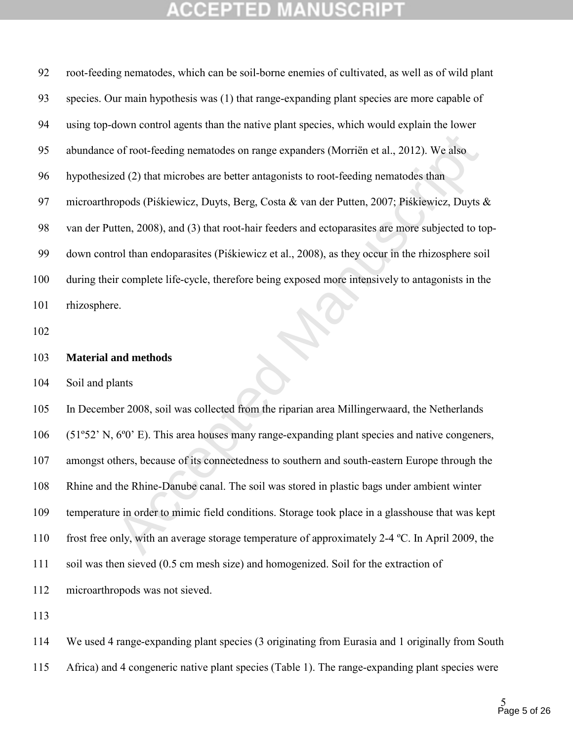root-feeding nematodes, which can be soil-borne enemies of cultivated, as well as of wild plant species. Our main hypothesis was (1) that range-expanding plant species are more capable of using top-down control agents than the native plant species, which would explain the lower abundance of root-feeding nematodes on range expanders (Morriën et al., 2012). We also hypothesized (2) that microbes are better antagonists to root-feeding nematodes than microarthropods (Piśkiewicz, Duyts, Berg, Costa & van der Putten, 2007; Piśkiewicz, Duyts & van der Putten, 2008), and (3) that root-hair feeders and ectoparasites are more subjected to top-down control than endoparasites (Piśkiewicz et al., 2008), as they occur in the rhizosphere soil during their complete life-cycle, therefore being exposed more intensively to antagonists in the rhizosphere.

## Material and methods

### Soil and plants

In December 2008, soil was collected from the riparian area Millingerwaard, the Netherlands (51º52' N, 6º0' E). This area houses many range-expanding plant species and native congeners, amongst others, because of its connectedness to southern and south-eastern Europe through the Rhine and the Rhine-Danube canal. The soil was stored in plastic bags under ambient winter temperature in order to mimic field conditions. Storage took place in a glasshouse that was kept frost free only, with an average storage temperature of approximately 2-4 ºC. In April 2009, the soil was then sieved (0.5 cm mesh size) and homogenized. Soil for the extraction of microarthropods was not sieved.

We used 4 range-expanding plant species (3 originating from Eurasia and 1 originally from South Africa) and 4 congeneric native plant species (Table 1). The range-expanding plant species were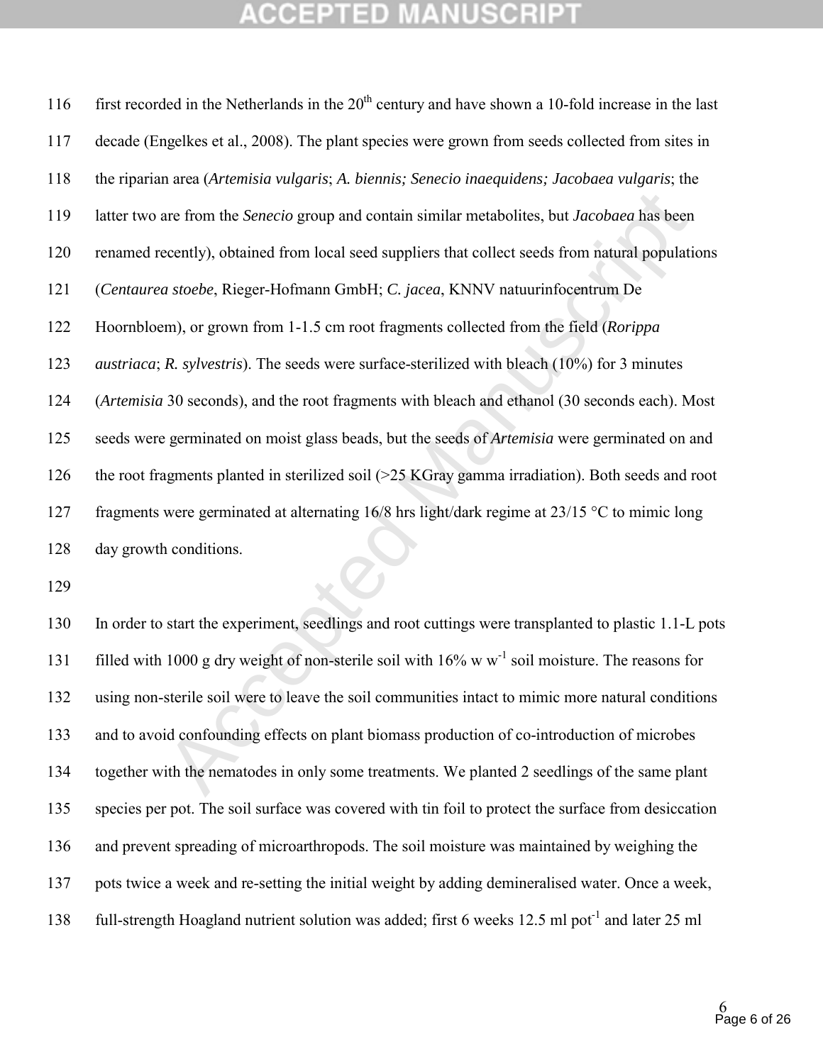first recorded in the Netherlands in the 20th century and have shown a 10-fold increase in the last decade (Engelkes et al., 2008). The plant species were grown from seeds collected from sites in the riparian area (*Artemisia vulgaris*; *A. biennis; Senecio inaequidens; Jacobaea vulgaris*; the latter two are from the *Senecio* group and contain similar metabolites, but *Jacobaea* has been renamed recently), obtained from local seed suppliers that collect seeds from natural populations (*Centaurea stoebe*, Rieger-Hofmann GmbH; *C. jacea*, KNNV natuurinfocentrum De Hoornbloem), or grown from 1-1.5 cm root fragments collected from the field (*Rorippa austriaca*; *R. sylvestris*). The seeds were surface-sterilized with bleach (10%) for 3 minutes (*Artemisia* 30 seconds), and the root fragments with bleach and ethanol (30 seconds each). Most seeds were germinated on moist glass beads, but the seeds of *Artemisia* were germinated on and the root fragments planted in sterilized soil (>25 KGray gamma irradiation). Both seeds and root fragments were germinated at alternating 16/8 hrs light/dark regime at 23/15 °C to mimic long day growth conditions.

In order to start the experiment, seedlings and root cuttings were transplanted to plastic 1.1-L pots filled with 1000 g dry weight of non-sterile soil with 16% w $w^{-1}$ soil moisture. The reasons for using non-sterile soil were to leave the soil communities intact to mimic more natural conditions and to avoid confounding effects on plant biomass production of co-introduction of microbes together with the nematodes in only some treatments. We planted 2 seedlings of the same plant species per pot. The soil surface was covered with tin foil to protect the surface from desiccation and prevent spreading of microarthropods. The soil moisture was maintained by weighing the pots twice a week and re-setting the initial weight by adding demineralised water. Once a week, full-strength Hoagland nutrient solution was added; first 6 weeks 12.5 ml $pot^{-1}$ and later 25 ml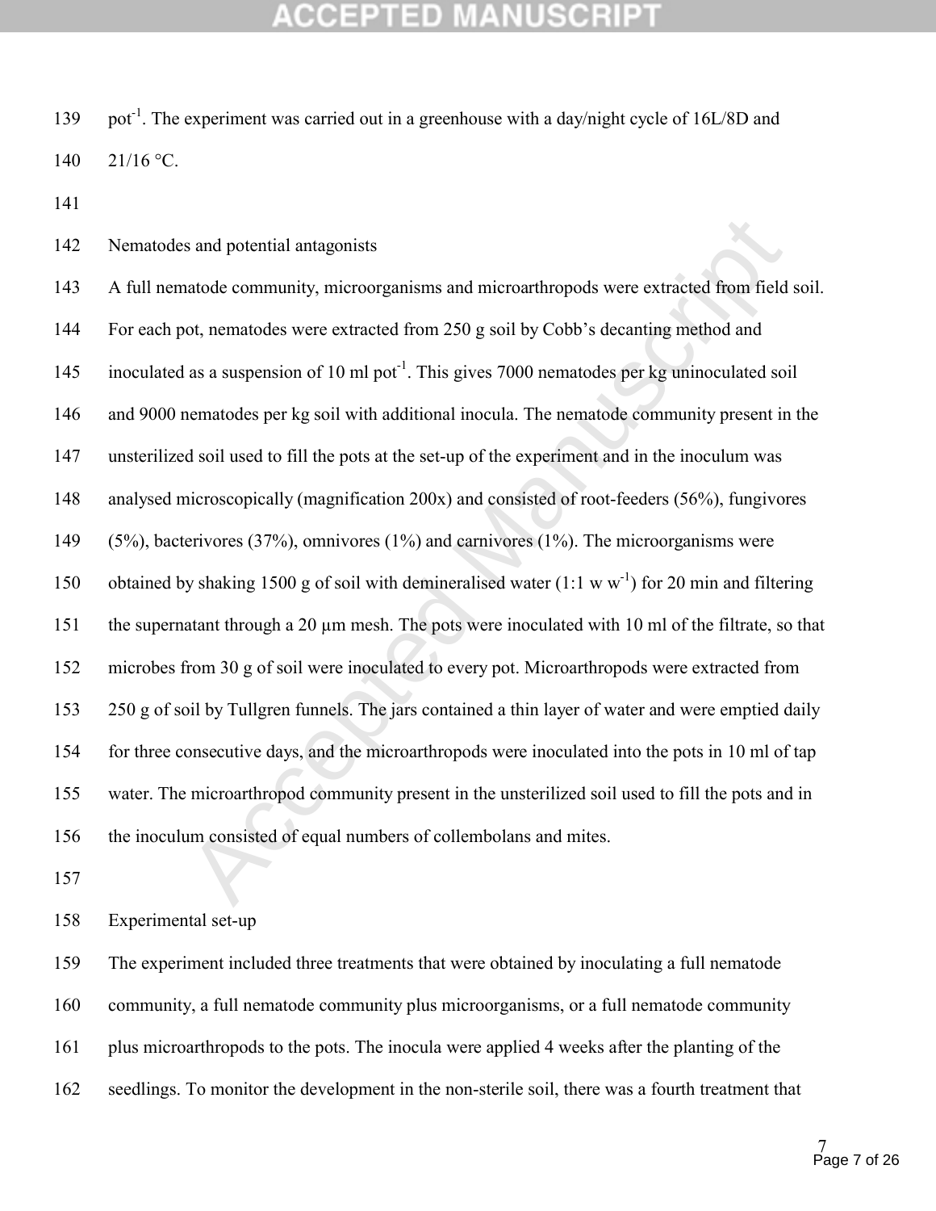pot$^{-1}$. The experiment was carried out in a greenhouse with a day/night cycle of 16L/8D and 21/16 °C.

## Nematodes and potential antagonists

A full nematode community, microorganisms and microarthropods were extracted from field soil. For each pot, nematodes were extracted from 250 g soil by Cobb's decanting method and inoculated as a suspension of 10 ml pot$^{-1}$. This gives 7000 nematodes per kg uninoculated soil and 9000 nematodes per kg soil with additional inocula. The nematode community present in the unsterilized soil used to fill the pots at the set-up of the experiment and in the inoculum was analysed microscopically (magnification 200x) and consisted of root-feeders (56%), fungivores (5%), bacterivores (37%), omnivores (1%) and carnivores (1%). The microorganisms were obtained by shaking 1500 g of soil with demineralised water (1:1 w w$^{-1}$) for 20 min and filtering the supernatant through a 20 μm mesh. The pots were inoculated with 10 ml of the filtrate, so that microbes from 30 g of soil were inoculated to every pot. Microarthropods were extracted from 250 g of soil by Tullgren funnels. The jars contained a thin layer of water and were emptied daily for three consecutive days, and the microarthropods were inoculated into the pots in 10 ml of tap water. The microarthropod community present in the unsterilized soil used to fill the pots and in the inoculum consisted of equal numbers of collembolans and mites.

## Experimental set-up

The experiment included three treatments that were obtained by inoculating a full nematode community, a full nematode community plus microorganisms, or a full nematode community plus microarthropods to the pots. The inocula were applied 4 weeks after the planting of the seedlings. To monitor the development in the non-sterile soil, there was a fourth treatment that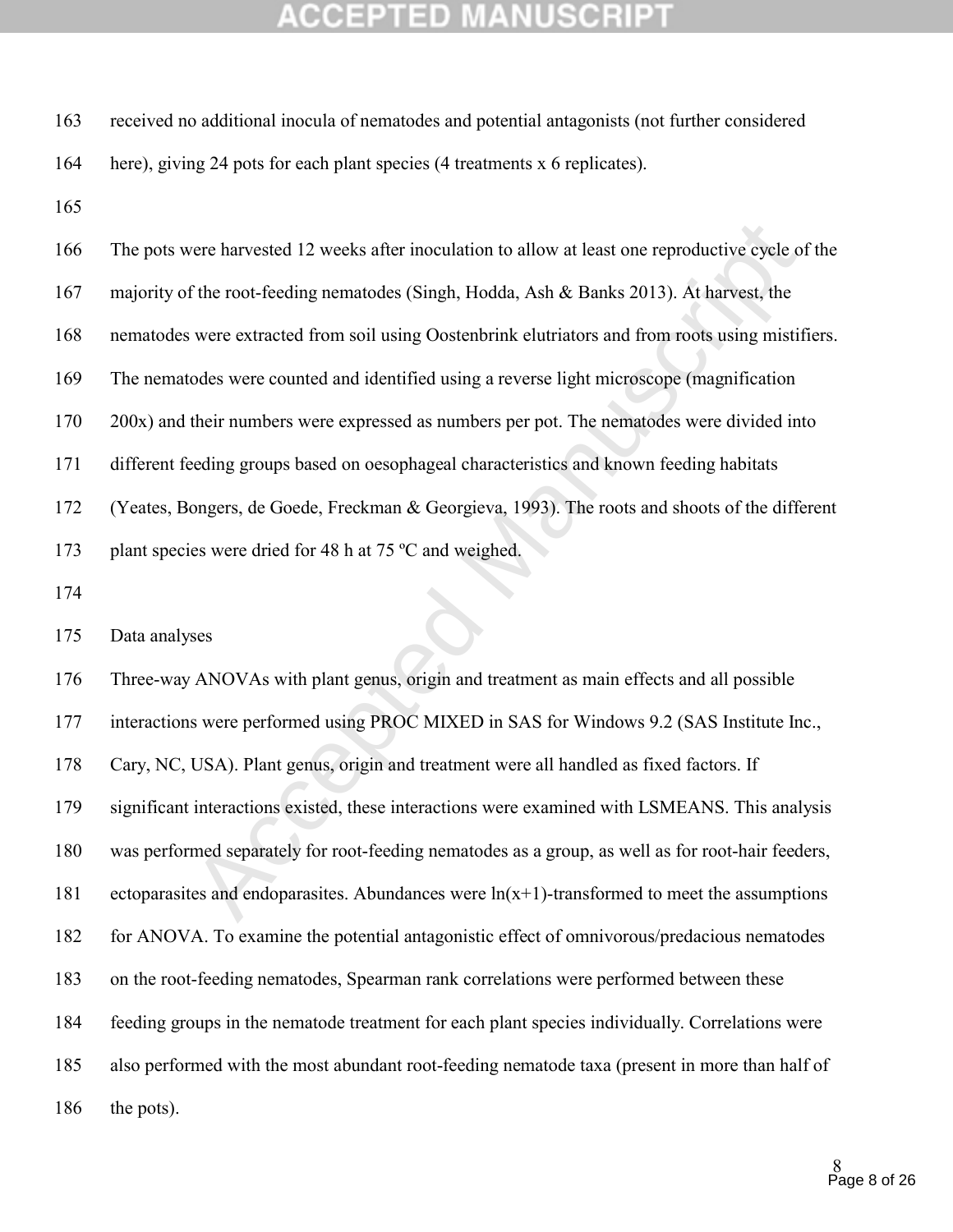received no additional inocula of nematodes and potential antagonists (not further considered here), giving 24 pots for each plant species (4 treatments x 6 replicates).

The pots were harvested 12 weeks after inoculation to allow at least one reproductive cycle of the majority of the root-feeding nematodes (Singh, Hodda, Ash & Banks 2013). At harvest, the nematodes were extracted from soil using Oostenbrink elutriators and from roots using mistifiers. The nematodes were counted and identified using a reverse light microscope (magnification 200x) and their numbers were expressed as numbers per pot. The nematodes were divided into different feeding groups based on oesophageal characteristics and known feeding habitats (Yeates, Bongers, de Goede, Freckman & Georgieva, 1993). The roots and shoots of the different plant species were dried for 48 h at 75 ºC and weighed.

## Data analyses

Three-way ANOVAs with plant genus, origin and treatment as main effects and all possible interactions were performed using PROC MIXED in SAS for Windows 9.2 (SAS Institute Inc., Cary, NC, USA). Plant genus, origin and treatment were all handled as fixed factors. If significant interactions existed, these interactions were examined with LSMEANS. This analysis was performed separately for root-feeding nematodes as a group, as well as for root-hair feeders, ectoparasites and endoparasites. Abundances were $\ln(x+1)$-transformed to meet the assumptions for ANOVA. To examine the potential antagonistic effect of omnivorous/predacious nematodes on the root-feeding nematodes, Spearman rank correlations were performed between these feeding groups in the nematode treatment for each plant species individually. Correlations were also performed with the most abundant root-feeding nematode taxa (present in more than half of the pots).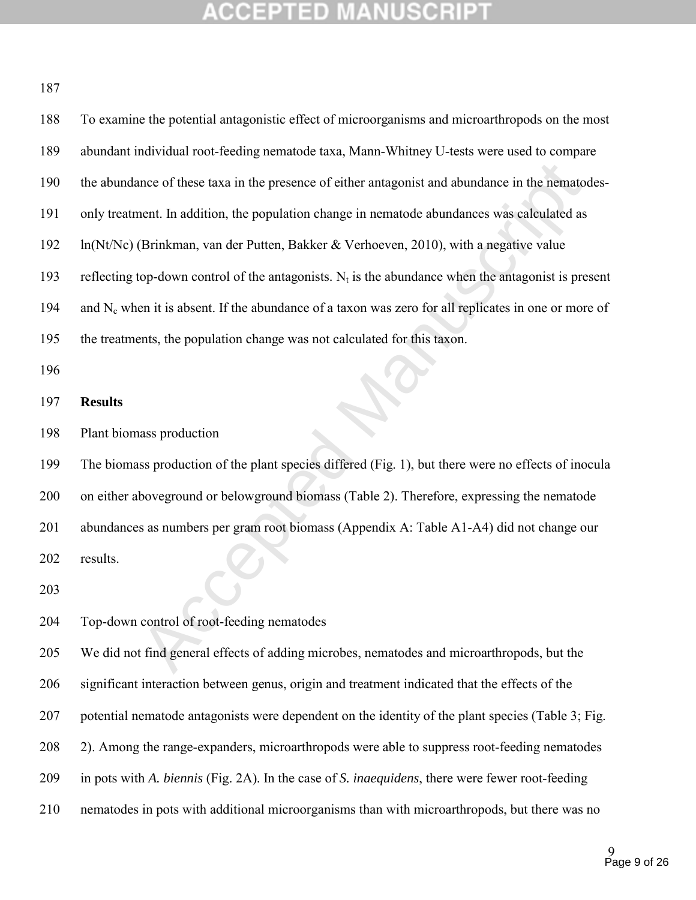To examine the potential antagonistic effect of microorganisms and microarthropods on the most abundant individual root-feeding nematode taxa, Mann-Whitney U-tests were used to compare the abundance of these taxa in the presence of either antagonist and abundance in the nematodes-only treatment. In addition, the population change in nematode abundances was calculated as ln(Nt/Nc) (Brinkman, van der Putten, Bakker & Verhoeven, 2010), with a negative value reflecting top-down control of the antagonists. $N_t$ is the abundance when the antagonist is present and $N_c$ when it is absent. If the abundance of a taxon was zero for all replicates in one or more of the treatments, the population change was not calculated for this taxon.

## Results

### Plant biomass production

The biomass production of the plant species differed (Fig. 1), but there were no effects of inocula on either aboveground or belowground biomass (Table 2). Therefore, expressing the nematode abundances as numbers per gram root biomass (Appendix A: Table A1-A4) did not change our results.

### Top-down control of root-feeding nematodes

We did not find general effects of adding microbes, nematodes and microarthropods, but the significant interaction between genus, origin and treatment indicated that the effects of the potential nematode antagonists were dependent on the identity of the plant species (Table 3; Fig. 2). Among the range-expanders, microarthropods were able to suppress root-feeding nematodes in pots with *A. biennis* (Fig. 2A). In the case of *S. inaequidens*, there were fewer root-feeding nematodes in pots with additional microorganisms than with microarthropods, but there was no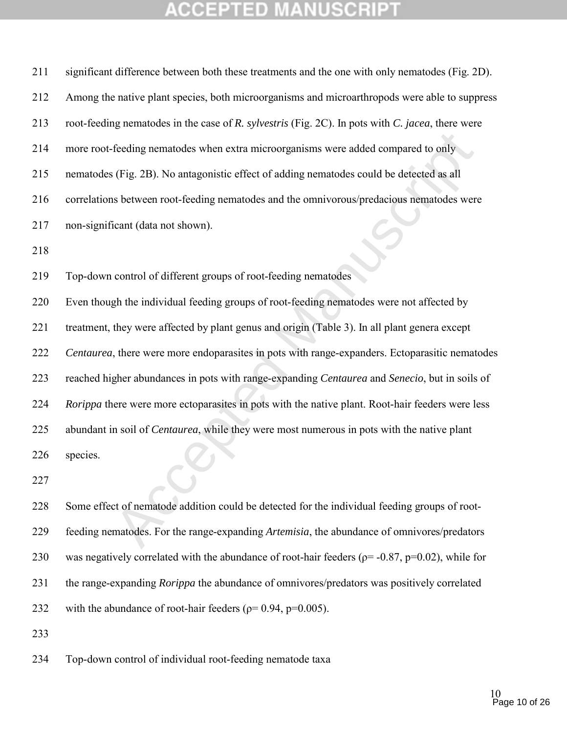significant difference between both these treatments and the one with only nematodes (Fig. 2D). Among the native plant species, both microorganisms and microarthropods were able to suppress root-feeding nematodes in the case of *R. sylvestris* (Fig. 2C). In pots with *C. jacea*, there were more root-feeding nematodes when extra microorganisms were added compared to only nematodes (Fig. 2B). No antagonistic effect of adding nematodes could be detected as all correlations between root-feeding nematodes and the omnivorous/predacious nematodes were non-significant (data not shown).

Top-down control of different groups of root-feeding nematodes

Even though the individual feeding groups of root-feeding nematodes were not affected by treatment, they were affected by plant genus and origin (Table 3). In all plant genera except *Centaurea*, there were more endoparasites in pots with range-expanders. Ectoparasitic nematodes reached higher abundances in pots with range-expanding *Centaurea* and *Senecio*, but in soils of *Rorippa* there were more ectoparasites in pots with the native plant. Root-hair feeders were less abundant in soil of *Centaurea*, while they were most numerous in pots with the native plant species.

Some effect of nematode addition could be detected for the individual feeding groups of root-feeding nematodes. For the range-expanding *Artemisia*, the abundance of omnivores/predators was negatively correlated with the abundance of root-hair feeders ($\rho = -0.87$, $p=0.02$), while for the range-expanding *Rorippa* the abundance of omnivores/predators was positively correlated with the abundance of root-hair feeders ($\rho = 0.94$, $p=0.005$).

Top-down control of individual root-feeding nematode taxa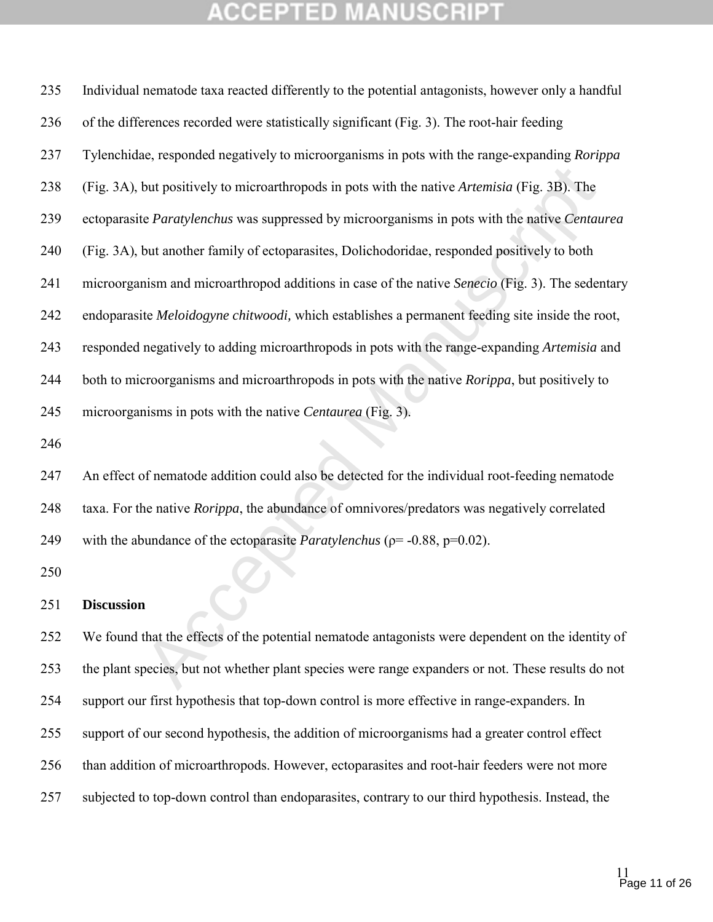Individual nematode taxa reacted differently to the potential antagonists, however only a handful of the differences recorded were statistically significant (Fig. 3). The root-hair feeding Tylenchidae, responded negatively to microorganisms in pots with the range-expanding *Rorippa* (Fig. 3A), but positively to microarthropods in pots with the native *Artemisia* (Fig. 3B). The ectoparasite *Paratylenchus* was suppressed by microorganisms in pots with the native *Centaurea* (Fig. 3A), but another family of ectoparasites, Dolichodoridae, responded positively to both microorganism and microarthropod additions in case of the native *Senecio* (Fig. 3). The sedentary endoparasite *Meloidogyne chitwoodi,* which establishes a permanent feeding site inside the root, responded negatively to adding microarthropods in pots with the range-expanding *Artemisia* and both to microorganisms and microarthropods in pots with the native *Rorippa*, but positively to microorganisms in pots with the native *Centaurea* (Fig. 3).

An effect of nematode addition could also be detected for the individual root-feeding nematode taxa. For the native *Rorippa*, the abundance of omnivores/predators was negatively correlated with the abundance of the ectoparasite *Paratylenchus* ($\rho$= -0.88, p=0.02).

## Discussion

We found that the effects of the potential nematode antagonists were dependent on the identity of the plant species, but not whether plant species were range expanders or not. These results do not support our first hypothesis that top-down control is more effective in range-expanders. In support of our second hypothesis, the addition of microorganisms had a greater control effect than addition of microarthropods. However, ectoparasites and root-hair feeders were not more subjected to top-down control than endoparasites, contrary to our third hypothesis. Instead, the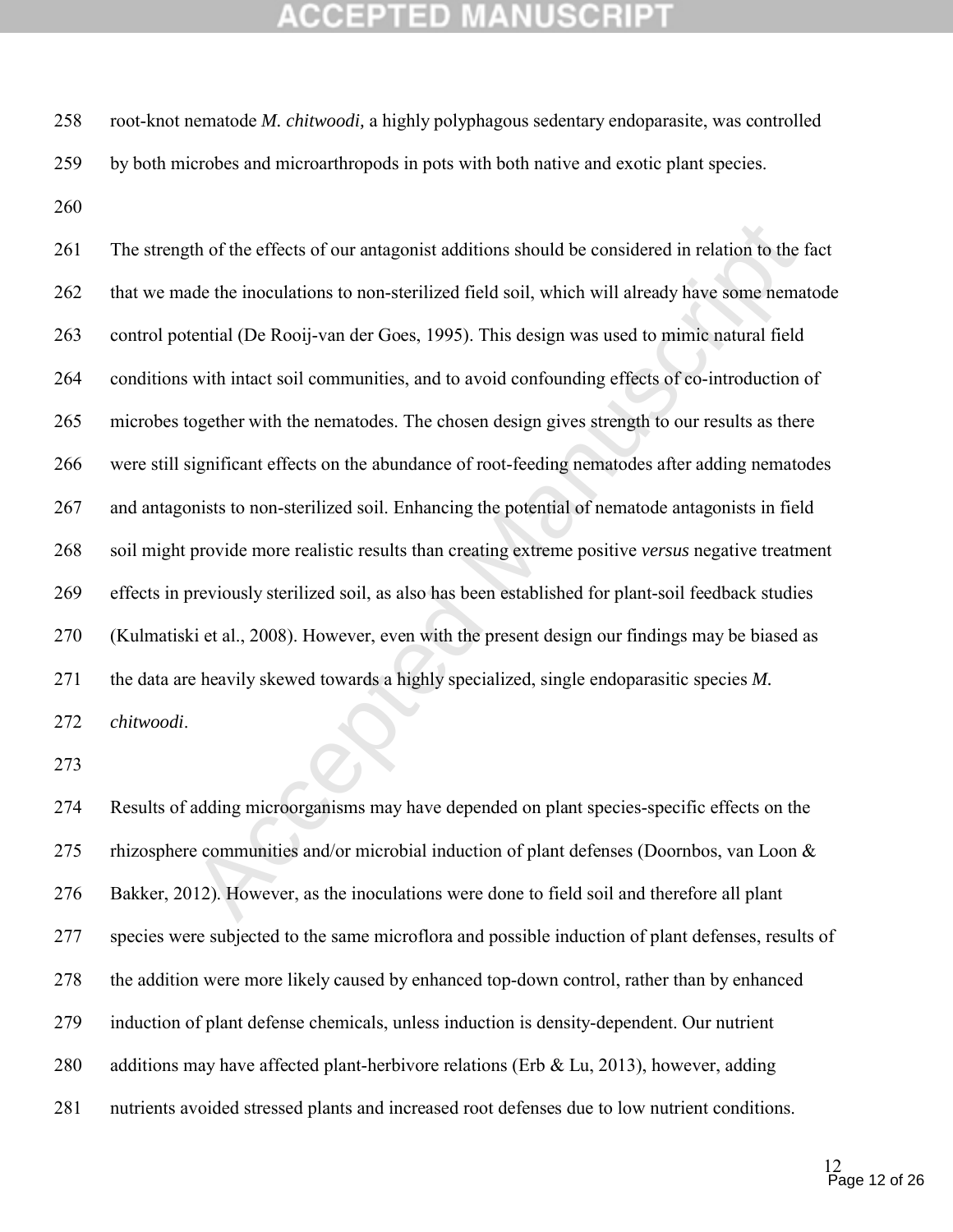root-knot nematode *M. chitwoodi,* a highly polyphagous sedentary endoparasite, was controlled by both microbes and microarthropods in pots with both native and exotic plant species.

The strength of the effects of our antagonist additions should be considered in relation to the fact that we made the inoculations to non-sterilized field soil, which will already have some nematode control potential (De Rooij-van der Goes, 1995). This design was used to mimic natural field conditions with intact soil communities, and to avoid confounding effects of co-introduction of microbes together with the nematodes. The chosen design gives strength to our results as there were still significant effects on the abundance of root-feeding nematodes after adding nematodes and antagonists to non-sterilized soil. Enhancing the potential of nematode antagonists in field soil might provide more realistic results than creating extreme positive *versus* negative treatment effects in previously sterilized soil, as also has been established for plant-soil feedback studies (Kulmatiski et al., 2008). However, even with the present design our findings may be biased as the data are heavily skewed towards a highly specialized, single endoparasitic species *M. chitwoodi*.

Results of adding microorganisms may have depended on plant species-specific effects on the rhizosphere communities and/or microbial induction of plant defenses (Doornbos, van Loon & Bakker, 2012). However, as the inoculations were done to field soil and therefore all plant species were subjected to the same microflora and possible induction of plant defenses, results of the addition were more likely caused by enhanced top-down control, rather than by enhanced induction of plant defense chemicals, unless induction is density-dependent. Our nutrient additions may have affected plant-herbivore relations (Erb & Lu, 2013), however, adding nutrients avoided stressed plants and increased root defenses due to low nutrient conditions.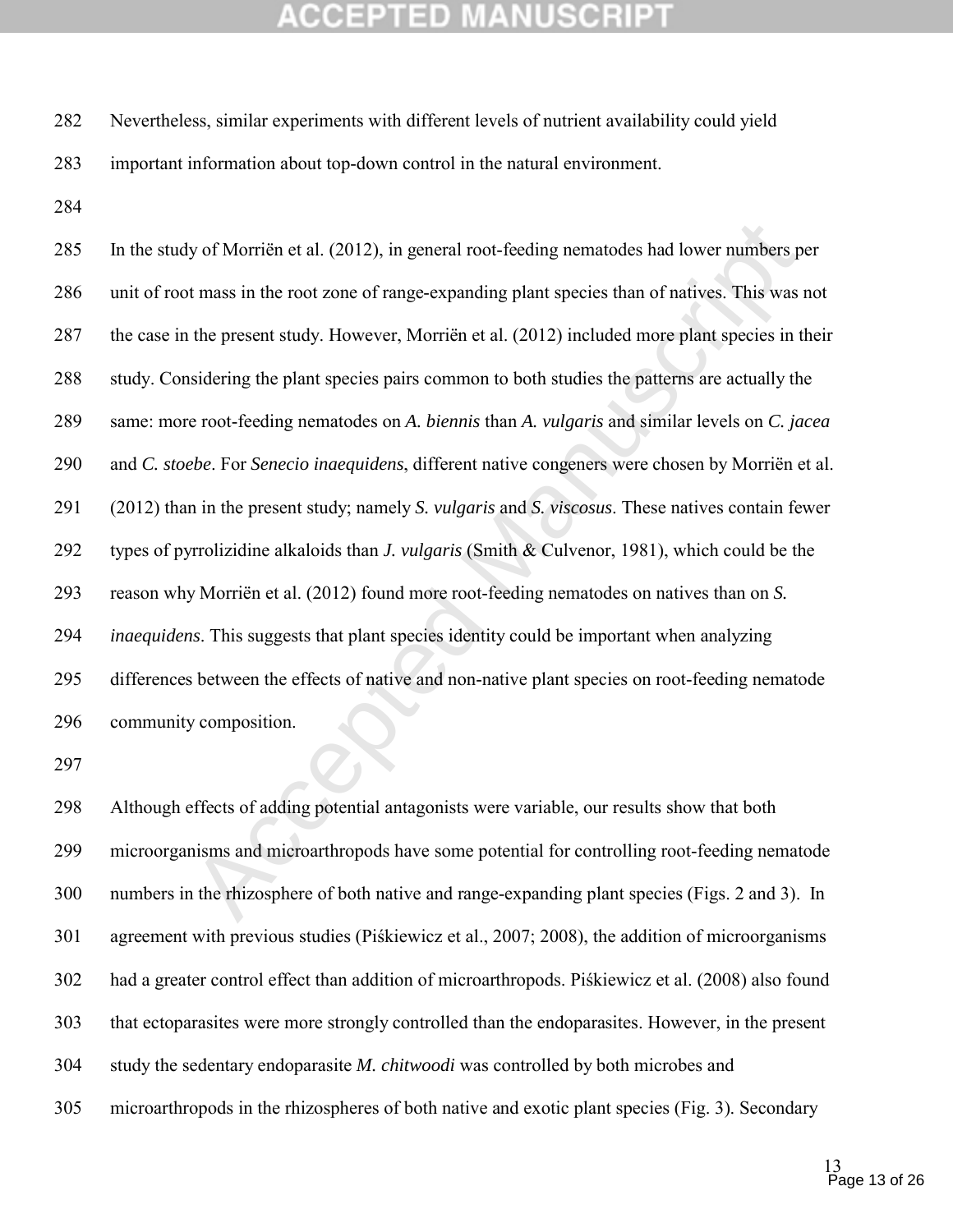Nevertheless, similar experiments with different levels of nutrient availability could yield important information about top-down control in the natural environment.

In the study of Morriën et al. (2012), in general root-feeding nematodes had lower numbers per unit of root mass in the root zone of range-expanding plant species than of natives. This was not the case in the present study. However, Morriën et al. (2012) included more plant species in their study. Considering the plant species pairs common to both studies the patterns are actually the same: more root-feeding nematodes on *A. biennis* than *A. vulgaris* and similar levels on *C. jacea* and *C. stoebe*. For *Senecio inaequidens*, different native congeners were chosen by Morriën et al. (2012) than in the present study; namely *S. vulgaris* and *S. viscosus*. These natives contain fewer types of pyrrolizidine alkaloids than *J. vulgaris* (Smith & Culvenor, 1981), which could be the reason why Morriën et al. (2012) found more root-feeding nematodes on natives than on *S. inaequidens*. This suggests that plant species identity could be important when analyzing differences between the effects of native and non-native plant species on root-feeding nematode community composition.

Although effects of adding potential antagonists were variable, our results show that both microorganisms and microarthropods have some potential for controlling root-feeding nematode numbers in the rhizosphere of both native and range-expanding plant species (Figs. 2 and 3). In agreement with previous studies (Piśkiewicz et al., 2007; 2008), the addition of microorganisms had a greater control effect than addition of microarthropods. Piśkiewicz et al. (2008) also found that ectoparasites were more strongly controlled than the endoparasites. However, in the present study the sedentary endoparasite *M. chitwoodi* was controlled by both microbes and microarthropods in the rhizospheres of both native and exotic plant species (Fig. 3). Secondary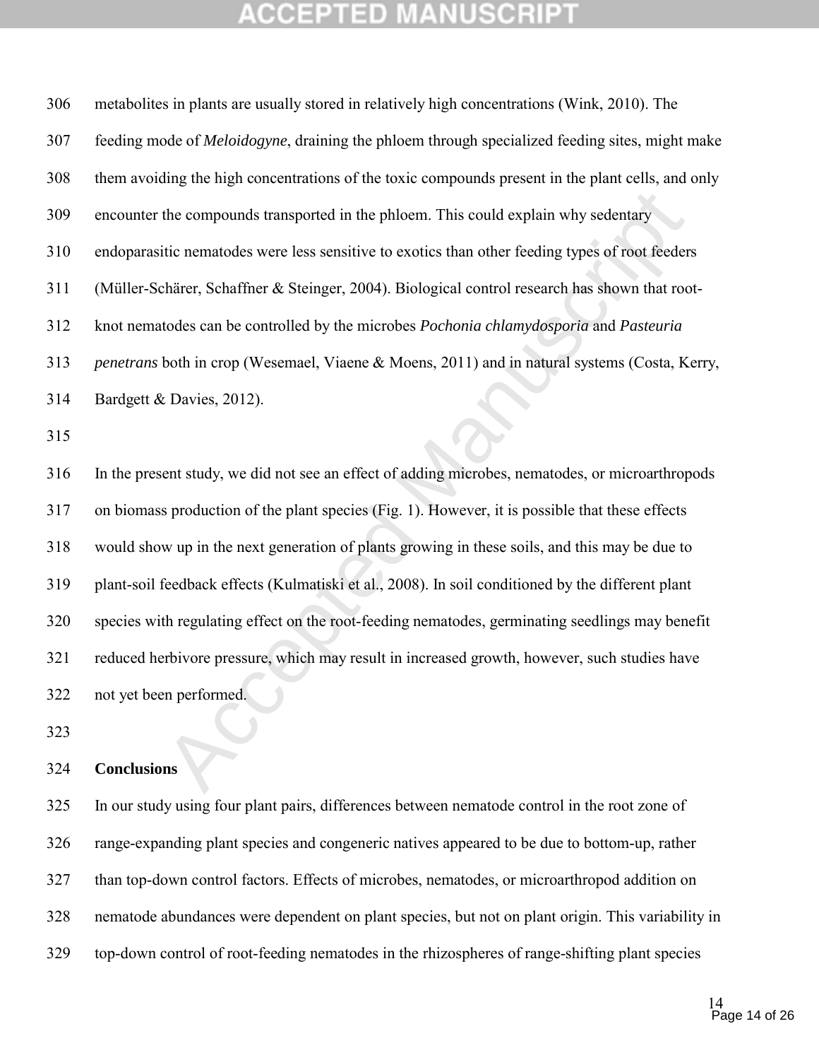metabolites in plants are usually stored in relatively high concentrations (Wink, 2010). The feeding mode of *Meloidogyne*, draining the phloem through specialized feeding sites, might make them avoiding the high concentrations of the toxic compounds present in the plant cells, and only encounter the compounds transported in the phloem. This could explain why sedentary endoparasitic nematodes were less sensitive to exotics than other feeding types of root feeders (Müller-Schärer, Schaffner & Steinger, 2004). Biological control research has shown that root-knot nematodes can be controlled by the microbes *Pochonia chlamydosporia* and *Pasteuria penetrans* both in crop (Wesemael, Viaene & Moens, 2011) and in natural systems (Costa, Kerry, Bardgett & Davies, 2012).

In the present study, we did not see an effect of adding microbes, nematodes, or microarthropods on biomass production of the plant species (Fig. 1). However, it is possible that these effects would show up in the next generation of plants growing in these soils, and this may be due to plant-soil feedback effects (Kulmatiski et al., 2008). In soil conditioned by the different plant species with regulating effect on the root-feeding nematodes, germinating seedlings may benefit reduced herbivore pressure, which may result in increased growth, however, such studies have not yet been performed.

## Conclusions

In our study using four plant pairs, differences between nematode control in the root zone of range-expanding plant species and congeneric natives appeared to be due to bottom-up, rather than top-down control factors. Effects of microbes, nematodes, or microarthropod addition on nematode abundances were dependent on plant species, but not on plant origin. This variability in top-down control of root-feeding nematodes in the rhizospheres of range-shifting plant species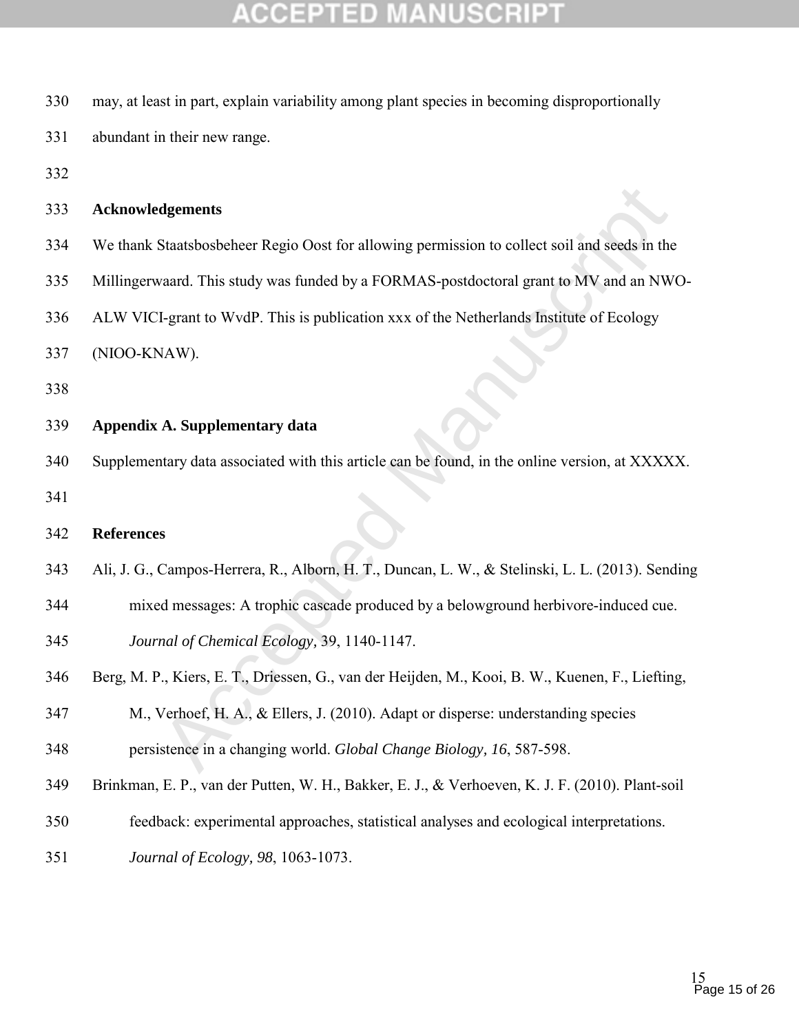may, at least in part, explain variability among plant species in becoming disproportionally abundant in their new range.

## Acknowledgements

We thank Staatsbosbeheer Regio Oost for allowing permission to collect soil and seeds in the Millingerwaard. This study was funded by a FORMAS-postdoctoral grant to MV and an NWO-ALW VICI-grant to WvdP. This is publication xxx of the Netherlands Institute of Ecology (NIOO-KNAW).

## Appendix A. Supplementary data

Supplementary data associated with this article can be found, in the online version, at XXXXX.

## References

Ali, J. G., Campos-Herrera, R., Alborn, H. T., Duncan, L. W., & Stelinski, L. L. (2013). Sending mixed messages: A trophic cascade produced by a belowground herbivore-induced cue. *Journal of Chemical Ecology,* 39, 1140-1147.

Berg, M. P., Kiers, E. T., Driessen, G., van der Heijden, M., Kooi, B. W., Kuenen, F., Liefting, M., Verhoef, H. A., & Ellers, J. (2010). Adapt or disperse: understanding species persistence in a changing world. *Global Change Biology, 16*, 587-598.

Brinkman, E. P., van der Putten, W. H., Bakker, E. J., & Verhoeven, K. J. F. (2010). Plant-soil feedback: experimental approaches, statistical analyses and ecological interpretations. *Journal of Ecology, 98*, 1063-1073.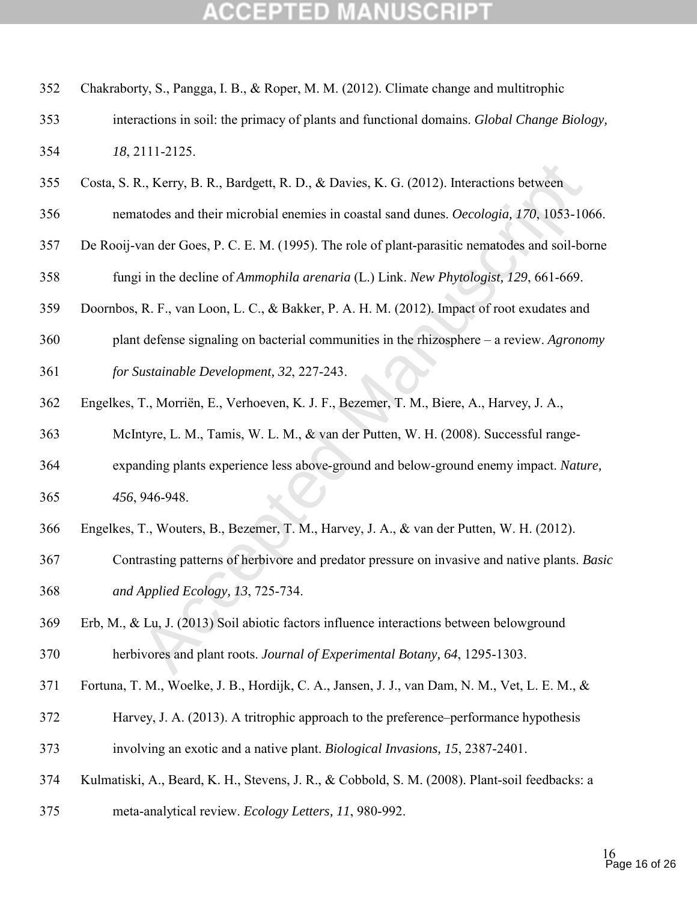Chakraborty, S., Pangga, I. B., & Roper, M. M. (2012). Climate change and multitrophic interactions in soil: the primacy of plants and functional domains. *Global Change Biology, 18*, 2111-2125.

Costa, S. R., Kerry, B. R., Bardgett, R. D., & Davies, K. G. (2012). Interactions between nematodes and their microbial enemies in coastal sand dunes. *Oecologia, 170*, 1053-1066.

De Rooij-van der Goes, P. C. E. M. (1995). The role of plant-parasitic nematodes and soil-borne fungi in the decline of *Ammophila arenaria* (L.) Link. *New Phytologist, 129*, 661-669.

Doornbos, R. F., van Loon, L. C., & Bakker, P. A. H. M. (2012). Impact of root exudates and plant defense signaling on bacterial communities in the rhizosphere – a review. *Agronomy for Sustainable Development, 32*, 227-243.

Engelkes, T., Morriën, E., Verhoeven, K. J. F., Bezemer, T. M., Biere, A., Harvey, J. A., McIntyre, L. M., Tamis, W. L. M., & van der Putten, W. H. (2008). Successful range-expanding plants experience less above-ground and below-ground enemy impact. *Nature, 456*, 946-948.

Engelkes, T., Wouters, B., Bezemer, T. M., Harvey, J. A., & van der Putten, W. H. (2012). Contrasting patterns of herbivore and predator pressure on invasive and native plants. *Basic and Applied Ecology, 13*, 725-734.

Erb, M., & Lu, J. (2013) Soil abiotic factors influence interactions between belowground herbivores and plant roots. *Journal of Experimental Botany, 64*, 1295-1303.

Fortuna, T. M., Woelke, J. B., Hordijk, C. A., Jansen, J. J., van Dam, N. M., Vet, L. E. M., & Harvey, J. A. (2013). A tritrophic approach to the preference–performance hypothesis involving an exotic and a native plant. *Biological Invasions, 15*, 2387-2401.

Kulmatiski, A., Beard, K. H., Stevens, J. R., & Cobbold, S. M. (2008). Plant-soil feedbacks: a meta-analytical review. *Ecology Letters, 11*, 980-992.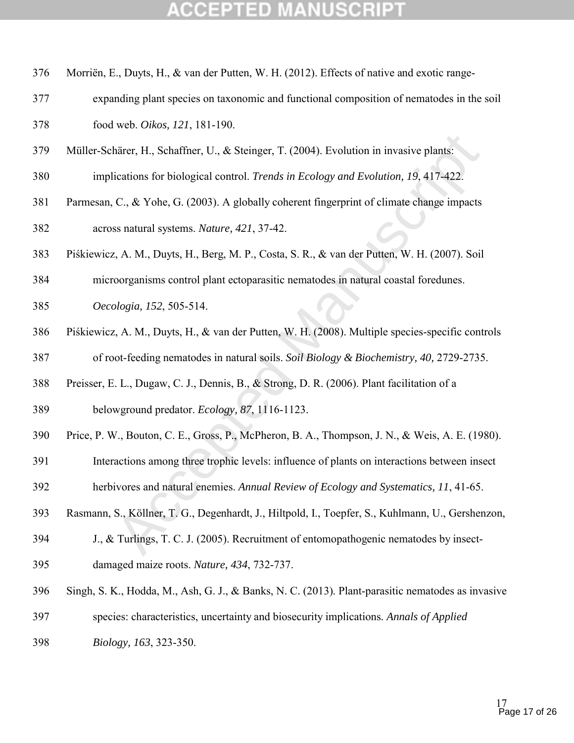Morriën, E., Duyts, H., & van der Putten, W. H. (2012). Effects of native and exotic range-expanding plant species on taxonomic and functional composition of nematodes in the soil food web. *Oikos, 121*, 181-190.

Müller-Schärer, H., Schaffner, U., & Steinger, T. (2004). Evolution in invasive plants: implications for biological control. *Trends in Ecology and Evolution, 19*, 417-422.

Parmesan, C., & Yohe, G. (2003). A globally coherent fingerprint of climate change impacts across natural systems. *Nature, 421*, 37-42.

Piśkiewicz, A. M., Duyts, H., Berg, M. P., Costa, S. R., & van der Putten, W. H. (2007). Soil microorganisms control plant ectoparasitic nematodes in natural coastal foredunes. *Oecologia, 152*, 505-514.

Piśkiewicz, A. M., Duyts, H., & van der Putten, W. H. (2008). Multiple species-specific controls of root-feeding nematodes in natural soils. *Soil Biology & Biochemistry, 40*, 2729-2735.

Preisser, E. L., Dugaw, C. J., Dennis, B., & Strong, D. R. (2006). Plant facilitation of a belowground predator. *Ecology, 87*, 1116-1123.

Price, P. W., Bouton, C. E., Gross, P., McPheron, B. A., Thompson, J. N., & Weis, A. E. (1980). Interactions among three trophic levels: influence of plants on interactions between insect herbivores and natural enemies. *Annual Review of Ecology and Systematics, 11*, 41-65.

Rasmann, S., Köllner, T. G., Degenhardt, J., Hiltpold, I., Toepfer, S., Kuhlmann, U., Gershenzon, J., & Turlings, T. C. J. (2005). Recruitment of entomopathogenic nematodes by insect-damaged maize roots. *Nature, 434*, 732-737.

Singh, S. K., Hodda, M., Ash, G. J., & Banks, N. C. (2013). Plant-parasitic nematodes as invasive species: characteristics, uncertainty and biosecurity implications. *Annals of Applied Biology, 163*, 323-350.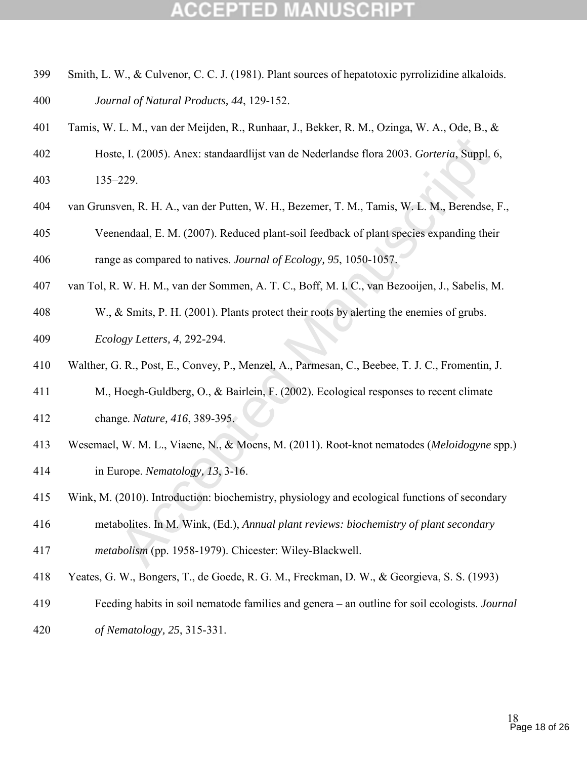Smith, L. W., & Culvenor, C. C. J. (1981). Plant sources of hepatotoxic pyrrolizidine alkaloids. *Journal of Natural Products, 44*, 129-152.

Tamis, W. L. M., van der Meijden, R., Runhaar, J., Bekker, R. M., Ozinga, W. A., Ode, B., & Hoste, I. (2005). Anex: standaardlijst van de Nederlandse flora 2003. *Gorteria*, Suppl. 6, 135–229.

van Grunsven, R. H. A., van der Putten, W. H., Bezemer, T. M., Tamis, W. L. M., Berendse, F., Veenendaal, E. M. (2007). Reduced plant-soil feedback of plant species expanding their range as compared to natives. *Journal of Ecology, 95*, 1050-1057.

van Tol, R. W. H. M., van der Sommen, A. T. C., Boff, M. I. C., van Bezooijen, J., Sabelis, M. W., & Smits, P. H. (2001). Plants protect their roots by alerting the enemies of grubs. *Ecology Letters, 4*, 292-294.

Walther, G. R., Post, E., Convey, P., Menzel, A., Parmesan, C., Beebee, T. J. C., Fromentin, J. M., Hoegh-Guldberg, O., & Bairlein, F. (2002). Ecological responses to recent climate change. *Nature, 416*, 389-395.

Wesemael, W. M. L., Viaene, N., & Moens, M. (2011). Root-knot nematodes (*Meloidogyne* spp.) in Europe. *Nematology, 13*, 3-16.

Wink, M. (2010). Introduction: biochemistry, physiology and ecological functions of secondary metabolites. In M. Wink, (Ed.), *Annual plant reviews: biochemistry of plant secondary metabolism* (pp. 1958-1979). Chicester: Wiley-Blackwell.

Yeates, G. W., Bongers, T., de Goede, R. G. M., Freckman, D. W., & Georgieva, S. S. (1993) Feeding habits in soil nematode families and genera – an outline for soil ecologists. *Journal of Nematology, 25*, 315-331.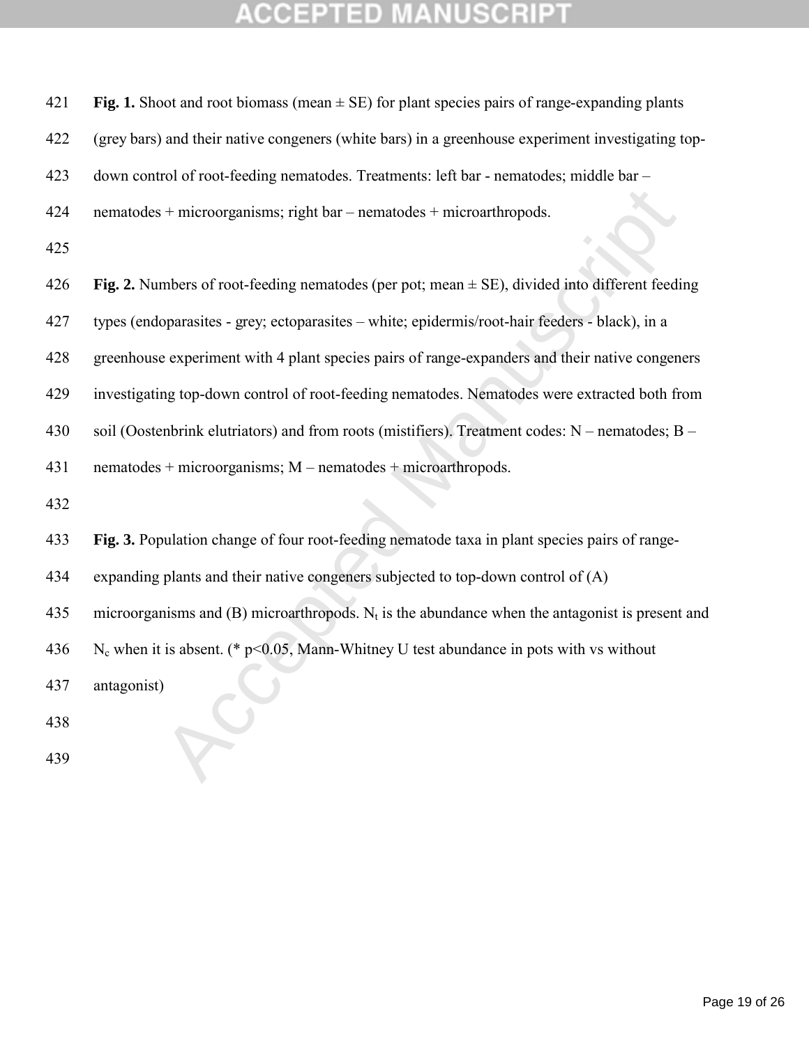**Fig. 1.** Shoot and root biomass (mean ± SE) for plant species pairs of range-expanding plants (grey bars) and their native congeners (white bars) in a greenhouse experiment investigating top-down control of root-feeding nematodes. Treatments: left bar - nematodes; middle bar – nematodes + microorganisms; right bar – nematodes + microarthropods.

**Fig. 2.** Numbers of root-feeding nematodes (per pot; mean ± SE), divided into different feeding types (endoparasites - grey; ectoparasites – white; epidermis/root-hair feeders - black), in a greenhouse experiment with 4 plant species pairs of range-expanders and their native congeners investigating top-down control of root-feeding nematodes. Nematodes were extracted both from soil (Oostenbrink elutriators) and from roots (mistifiers). Treatment codes: N – nematodes; B – nematodes + microorganisms; M – nematodes + microarthropods.

**Fig. 3.** Population change of four root-feeding nematode taxa in plant species pairs of range-expanding plants and their native congeners subjected to top-down control of (A) microorganisms and (B) microarthropods. $N_t$ is the abundance when the antagonist is present and $N_c$ when it is absent. (* $p<0.05$, Mann-Whitney U test abundance in pots with vs without antagonist)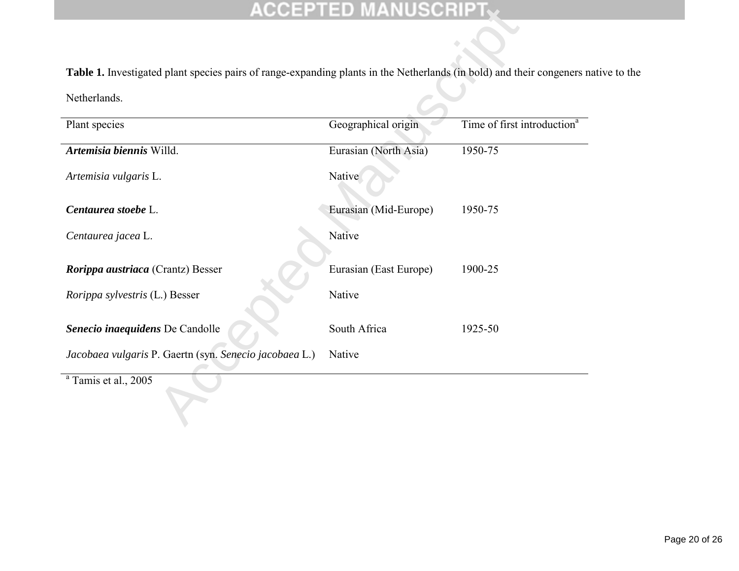**Table 1.** Investigated plant species pairs of range-expanding plants in the Netherlands (in bold) and their congeners native to the Netherlands.

| Plant species | Geographical origin | Time of first introduction[a] |
|---|---|---|
| ***Artemisia biennis*** **Willd.** | Eurasian (North Asia) | 1950-75 |
| *Artemisia vulgaris* L. | Native | |
| ***Centaurea stoebe*** **L.** | Eurasian (Mid-Europe) | 1950-75 |
| *Centaurea jacea* L. | Native | |
| ***Rorippa austriaca*** **(Crantz) Besser** | Eurasian (East Europe) | 1900-25 |
| *Rorippa sylvestris* (L.) Besser | Native | |
| ***Senecio inaequidens*** **De Candolle** | South Africa | 1925-50 |
| *Jacobaea vulgaris* P. Gaertn (syn. *Senecio jacobaea* L.) | Native | |

[a] Tamis et al., 2005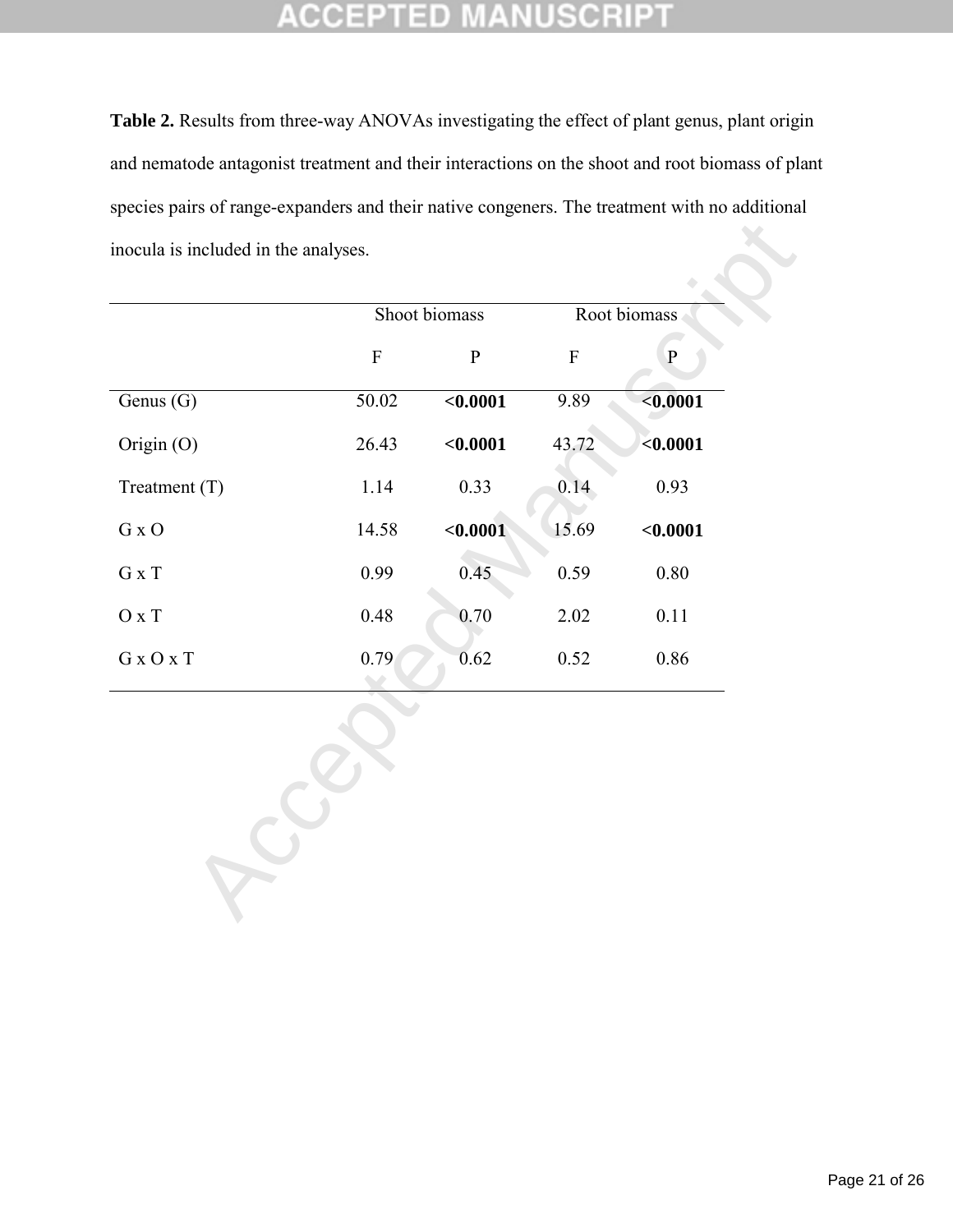**Table 2.** Results from three-way ANOVAs investigating the effect of plant genus, plant origin and nematode antagonist treatment and their interactions on the shoot and root biomass of plant species pairs of range-expanders and their native congeners. The treatment with no additional inocula is included in the analyses.

| | Shoot biomass | | Root biomass | |
|---|---|---|---|---|
| | F | P | F | P |
| Genus (G) | 50.02 | **<0.0001** | 9.89 | **<0.0001** |
| Origin (O) | 26.43 | **<0.0001** | 43.72 | **<0.0001** |
| Treatment (T) | 1.14 | 0.33 | 0.14 | 0.93 |
| G x O | 14.58 | **<0.0001** | 15.69 | **<0.0001** |
| G x T | 0.99 | 0.45 | 0.59 | 0.80 |
| O x T | 0.48 | 0.70 | 2.02 | 0.11 |
| G x O x T | 0.79 | 0.62 | 0.52 | 0.86 |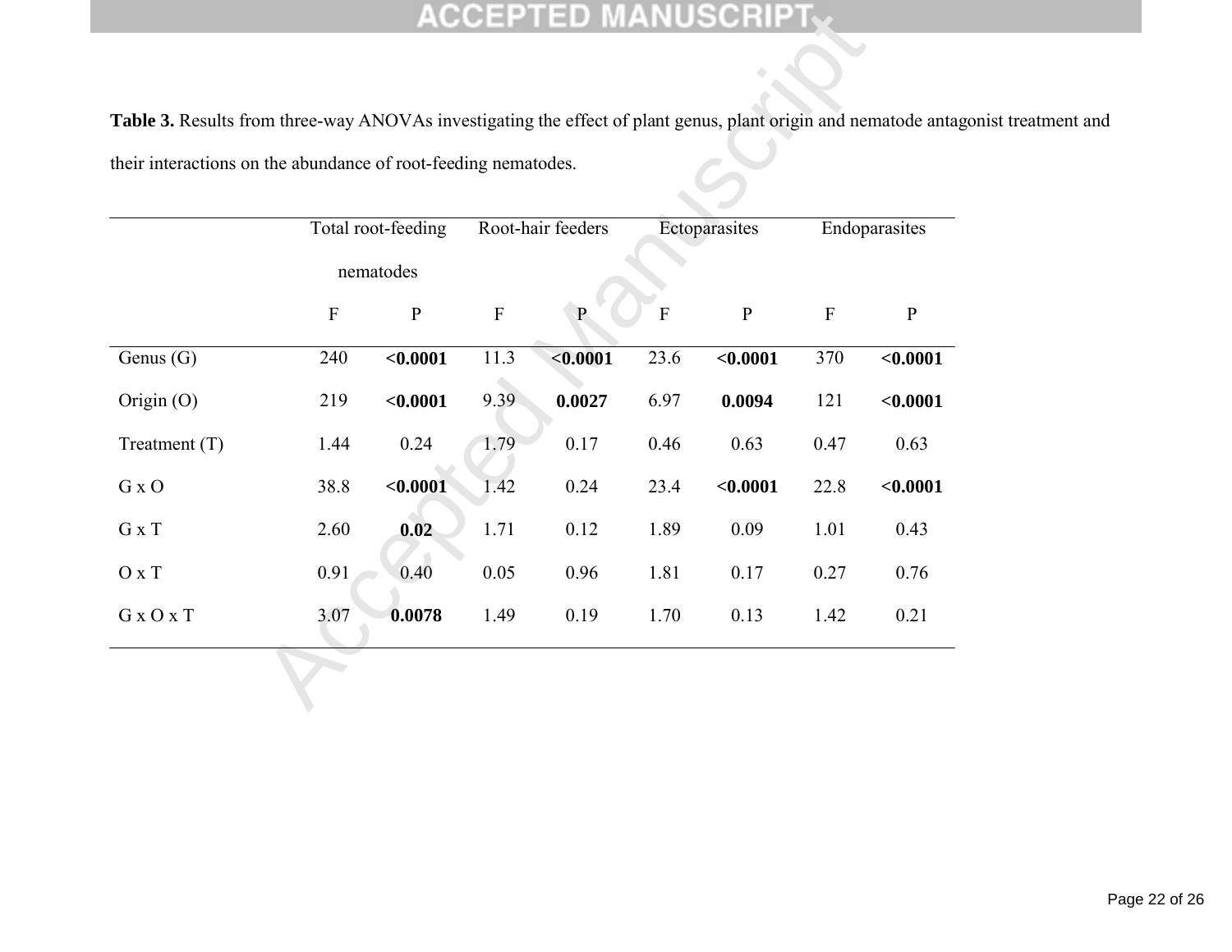**Table 3.** Results from three-way ANOVAs investigating the effect of plant genus, plant origin and nematode antagonist treatment and their interactions on the abundance of root-feeding nematodes.

| | Total root-feeding nematodes | | Root-hair feeders | | Ectoparasites | | Endoparasites | |
|---|---|---|---|---|---|---|---|---|
| | F | P | F | P | F | P | F | P |
| Genus (G) | 240 | **<0.0001** | 11.3 | **<0.0001** | 23.6 | **<0.0001** | 370 | **<0.0001** |
| Origin (O) | 219 | **<0.0001** | 9.39 | **0.0027** | 6.97 | **0.0094** | 121 | **<0.0001** |
| Treatment (T) | 1.44 | 0.24 | 1.79 | 0.17 | 0.46 | 0.63 | 0.47 | 0.63 |
| G x O | 38.8 | **<0.0001** | 1.42 | 0.24 | 23.4 | **<0.0001** | 22.8 | **<0.0001** |
| G x T | 2.60 | **0.02** | 1.71 | 0.12 | 1.89 | 0.09 | 1.01 | 0.43 |
| O x T | 0.91 | 0.40 | 0.05 | 0.96 | 1.81 | 0.17 | 0.27 | 0.76 |
| G x O x T | 3.07 | **0.0078** | 1.49 | 0.19 | 1.70 | 0.13 | 1.42 | 0.21 |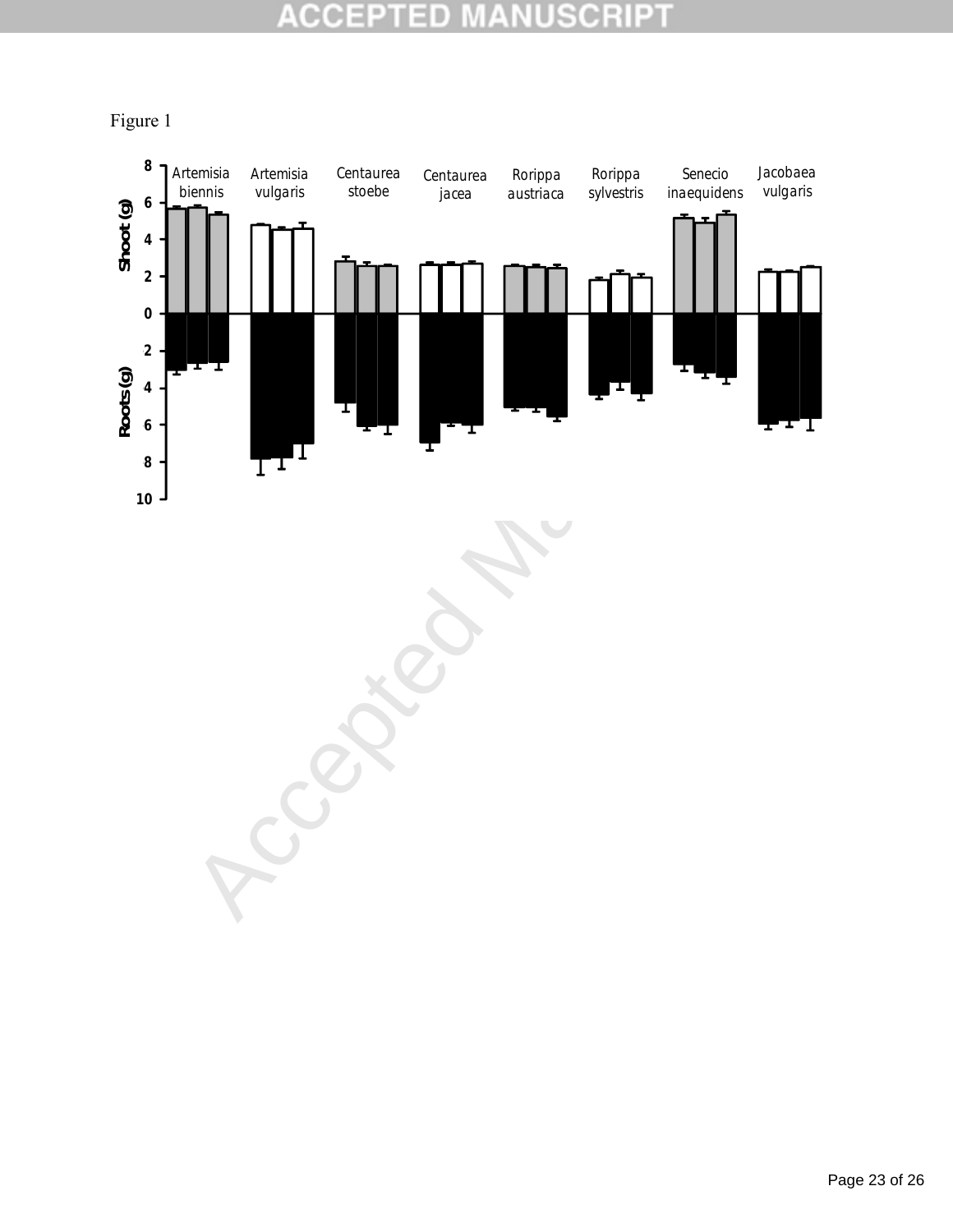Figure 1

Artemisia biennis
Artemisia vulgaris
Centaurea stoebe
Centaurea jacea
Rorippa austriaca
Rorippa sylvestris
Senecio inaequidens
Jacobaea vulgaris

Shoot (g)
Roots (g)

8
6
4
2
0
2
4
6
8
10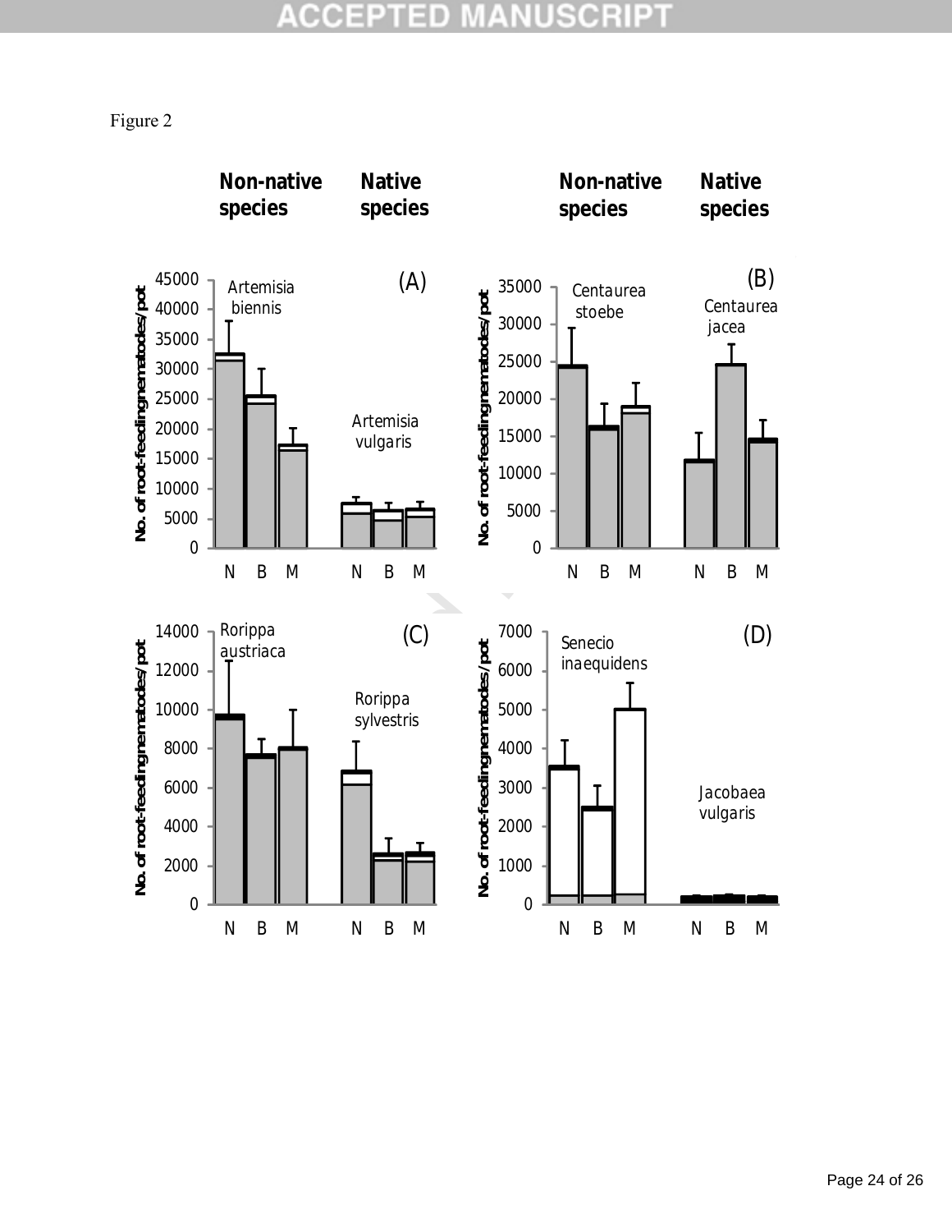Figure 2

Non-native species

Native species

(A)

Artemisia biennis

Artemisia vulgaris

No. of root-feeding nematodes/pot

45000
40000
35000
30000
25000
20000
15000
10000
5000
0

N B M N B M

Non-native species

Native species

(B)

Centaurea stoebe

Centaurea jacea

No. of root-feeding nematodes/pot

35000
30000
25000
20000
15000
10000
5000
0

N B M N B M

(C)

Rorippa austriaca

Rorippa sylvestris

No. of root-feeding nematodes/pot

14000
12000
10000
8000
6000
4000
2000
0

N B M N B M

(D)

Senecio inaequidens

Jacobaea vulgaris

No. of root-feeding nematodes/pot

7000
6000
5000
4000
3000
2000
1000
0

N B M N B M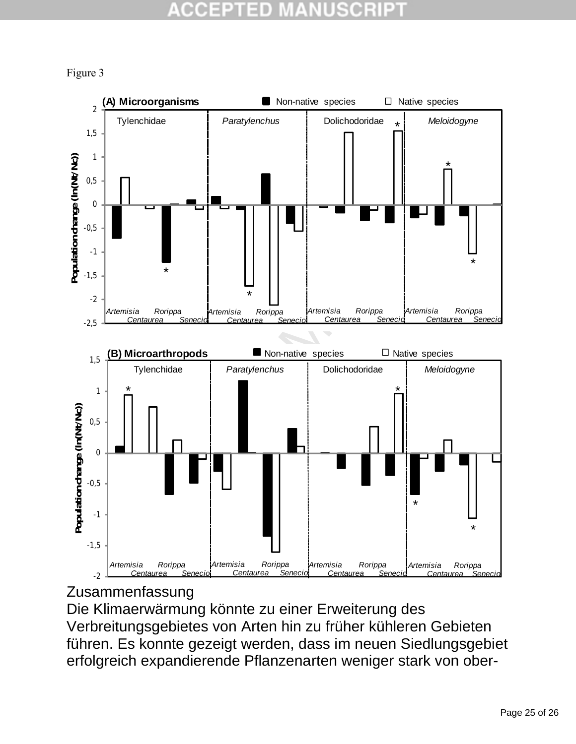Figure 3

(A) Microorganisms

Non-native species

Native species

Tylenchidae

*Paratylenchus*

Dolichodoridae

*Meloidogyne*

Population change (ln(Nlt/Nlc))

2

1,5

1

0,5

0

-0,5

-1

-1,5

-2

-2,5

*

*

*

*

*

*Artemisia* *Rorippa* *Centaurea* *Senecio*

*Artemisia* *Rorippa* *Centaurea* *Senecio*

*Artemisia* *Rorippa* *Centaurea* *Senecio*

*Artemisia* *Rorippa* *Centaurea* *Senecio*

(B) Microarthropods

Non-native species

Native species

Tylenchidae

*Paratylenchus*

Dolichodoridae

*Meloidogyne*

Population change (ln(Nlt/Nlc))

1,5

1

0,5

0

-0,5

-1

-1,5

-2

*

*

*

*

*Artemisia* *Rorippa* *Centaurea* *Senecio*

*Artemisia* *Rorippa* *Centaurea* *Senecio*

*Artemisia* *Rorippa* *Centaurea* *Senecio*

*Artemisia* *Rorippa* *Centaurea* *Senecio*

Zusammenfassung

Die Klimaerwärmung könnte zu einer Erweiterung des Verbreitungsgebietes von Arten hin zu früher kühleren Gebieten führen. Es konnte gezeigt werden, dass im neuen Siedlungsgebiet erfolgreich expandierende Pflanzenarten weniger stark von ober-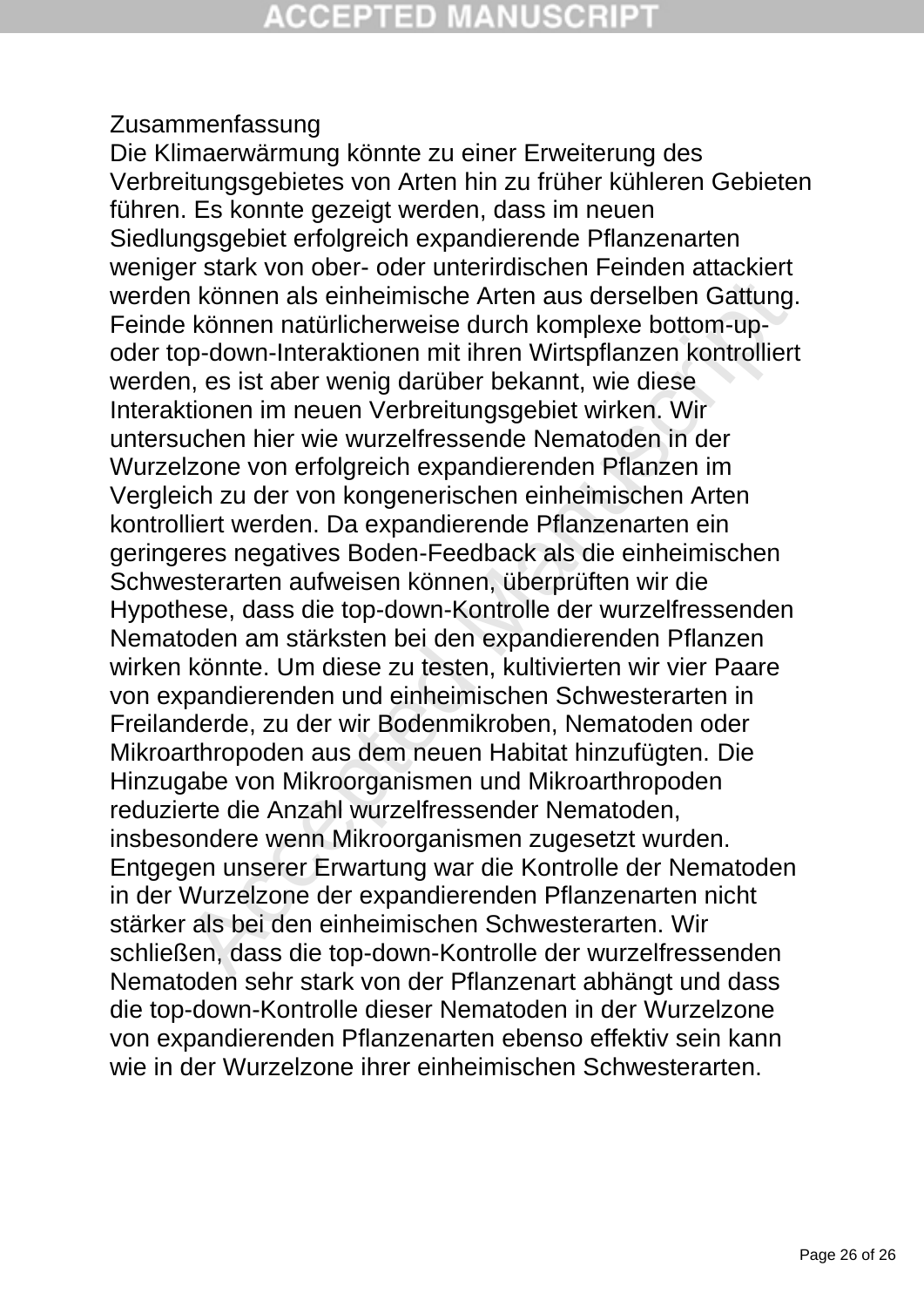## Zusammenfassung

Die Klimaerwärmung könnte zu einer Erweiterung des Verbreitungsgebietes von Arten hin zu früher kühleren Gebieten führen. Es konnte gezeigt werden, dass im neuen Siedlungsgebiet erfolgreich expandierende Pflanzenarten weniger stark von ober- oder unterirdischen Feinden attackiert werden können als einheimische Arten aus derselben Gattung. Feinde können natürlicherweise durch komplexe bottom-up- oder top-down-Interaktionen mit ihren Wirtspflanzen kontrolliert werden, es ist aber wenig darüber bekannt, wie diese Interaktionen im neuen Verbreitungsgebiet wirken. Wir untersuchen hier wie wurzelfressende Nematoden in der Wurzelzone von erfolgreich expandierenden Pflanzen im Vergleich zu der von kongenerischen einheimischen Arten kontrolliert werden. Da expandierende Pflanzenarten ein geringeres negatives Boden-Feedback als die einheimischen Schwesterarten aufweisen können, überprüften wir die Hypothese, dass die top-down-Kontrolle der wurzelfressenden Nematoden am stärksten bei den expandierenden Pflanzen wirken könnte. Um diese zu testen, kultivierten wir vier Paare von expandierenden und einheimischen Schwesterarten in Freilanderde, zu der wir Bodenmikroben, Nematoden oder Mikroarthropoden aus dem neuen Habitat hinzufügten. Die Hinzugabe von Mikroorganismen und Mikroarthropoden reduzierte die Anzahl wurzelfressender Nematoden, insbesondere wenn Mikroorganismen zugesetzt wurden. Entgegen unserer Erwartung war die Kontrolle der Nematoden in der Wurzelzone der expandierenden Pflanzenarten nicht stärker als bei den einheimischen Schwesterarten. Wir schließen, dass die top-down-Kontrolle der wurzelfressenden Nematoden sehr stark von der Pflanzenart abhängt und dass die top-down-Kontrolle dieser Nematoden in der Wurzelzone von expandierenden Pflanzenarten ebenso effektiv sein kann wie in der Wurzelzone ihrer einheimischen Schwesterarten.